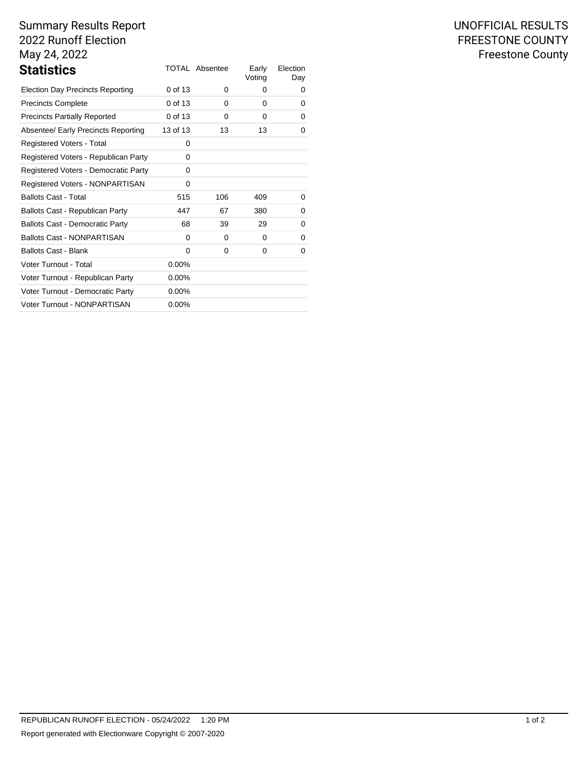Summary Results Report
2022 Runoff Election
May 24, 2022

UNOFFICIAL RESULTS
FREESTONE COUNTY
Freestone County

## Statistics

| Statistics | TOTAL | Absentee | Early Voting | Election Day |
|---|---|---|---|---|
| Election Day Precincts Reporting | 0 of 13 | 0 | 0 | 0 |
| Precincts Complete | 0 of 13 | 0 | 0 | 0 |
| Precincts Partially Reported | 0 of 13 | 0 | 0 | 0 |
| Absentee/ Early Precincts Reporting | 13 of 13 | 13 | 13 | 0 |
| Registered Voters - Total | 0 | | | |
| Registered Voters - Republican Party | 0 | | | |
| Registered Voters - Democratic Party | 0 | | | |
| Registered Voters - NONPARTISAN | 0 | | | |
| Ballots Cast - Total | 515 | 106 | 409 | 0 |
| Ballots Cast - Republican Party | 447 | 67 | 380 | 0 |
| Ballots Cast - Democratic Party | 68 | 39 | 29 | 0 |
| Ballots Cast - NONPARTISAN | 0 | 0 | 0 | 0 |
| Ballots Cast - Blank | 0 | 0 | 0 | 0 |
| Voter Turnout - Total | 0.00% | | | |
| Voter Turnout - Republican Party | 0.00% | | | |
| Voter Turnout - Democratic Party | 0.00% | | | |
| Voter Turnout - NONPARTISAN | 0.00% | | | |

REPUBLICAN RUNOFF ELECTION - 05/24/2022 1:20 PM

Report generated with Electionware Copyright © 2007-2020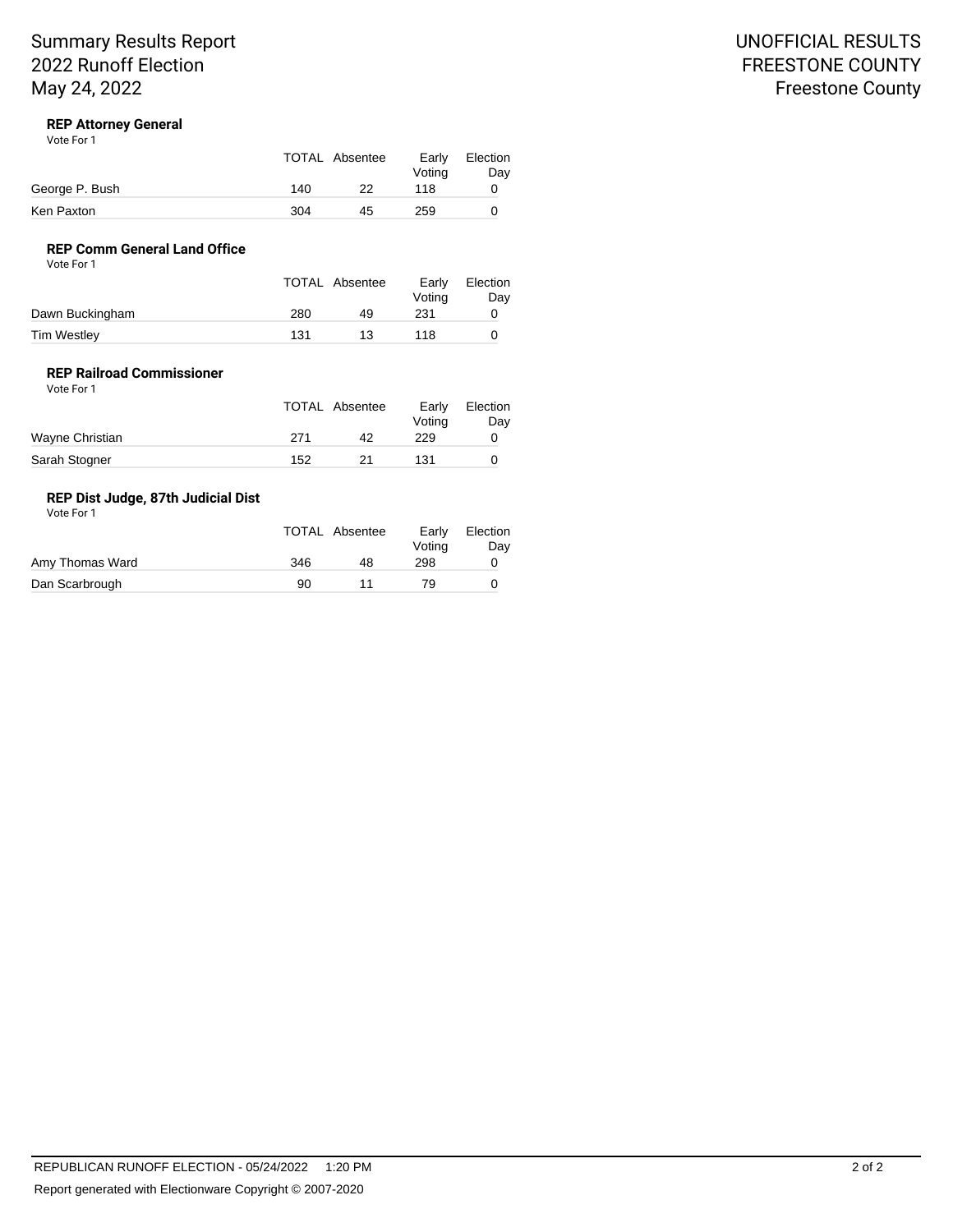Summary Results Report
2022 Runoff Election
May 24, 2022

UNOFFICIAL RESULTS
FREESTONE COUNTY
Freestone County

### REP Attorney General

Vote For 1

| | TOTAL | Absentee | Early Voting | Election Day |
|---|---|---|---|---|
| George P. Bush | 140 | 22 | 118 | 0 |
| Ken Paxton | 304 | 45 | 259 | 0 |

### REP Comm General Land Office

Vote For 1

| | TOTAL | Absentee | Early Voting | Election Day |
|---|---|---|---|---|
| Dawn Buckingham | 280 | 49 | 231 | 0 |
| Tim Westley | 131 | 13 | 118 | 0 |

### REP Railroad Commissioner

Vote For 1

| | TOTAL | Absentee | Early Voting | Election Day |
|---|---|---|---|---|
| Wayne Christian | 271 | 42 | 229 | 0 |
| Sarah Stogner | 152 | 21 | 131 | 0 |

### REP Dist Judge, 87th Judicial Dist

Vote For 1

| | TOTAL | Absentee | Early Voting | Election Day |
|---|---|---|---|---|
| Amy Thomas Ward | 346 | 48 | 298 | 0 |
| Dan Scarbrough | 90 | 11 | 79 | 0 |

REPUBLICAN RUNOFF ELECTION - 05/24/2022 1:20 PM

Report generated with Electionware Copyright © 2007-2020